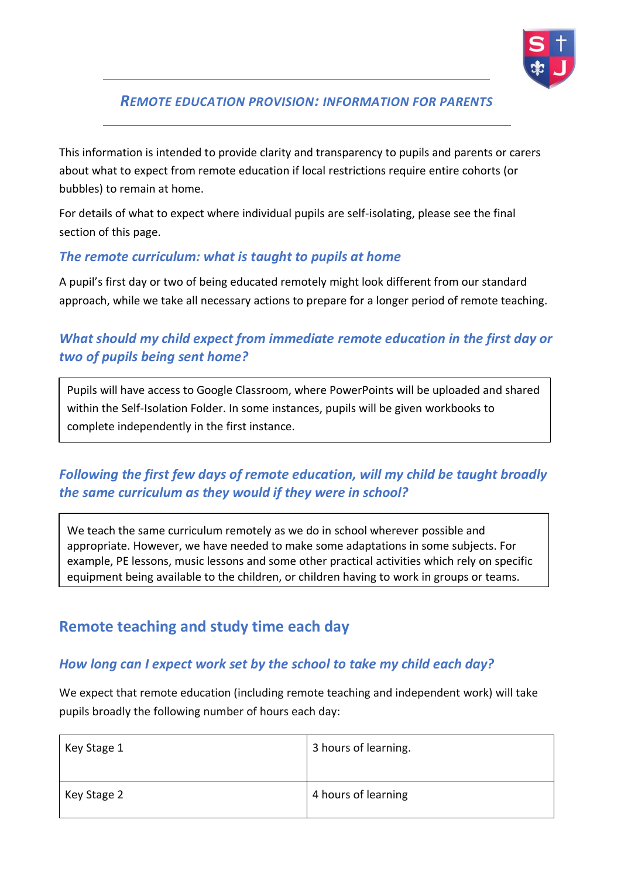# *REMOTE EDUCATION PROVISION: INFORMATION FOR PARENTS*

This information is intended to provide clarity and transparency to pupils and parents or carers about what to expect from remote education if local restrictions require entire cohorts (or bubbles) to remain at home.

For details of what to expect where individual pupils are self-isolating, please see the final section of this page.

### *The remote curriculum: what is taught to pupils at home*

A pupil's first day or two of being educated remotely might look different from our standard approach, while we take all necessary actions to prepare for a longer period of remote teaching.

### *What should my child expect from immediate remote education in the first day or two of pupils being sent home?*

Pupils will have access to Google Classroom, where PowerPoints will be uploaded and shared within the Self-Isolation Folder. In some instances, pupils will be given workbooks to complete independently in the first instance.

### *Following the first few days of remote education, will my child be taught broadly the same curriculum as they would if they were in school?*

We teach the same curriculum remotely as we do in school wherever possible and appropriate. However, we have needed to make some adaptations in some subjects. For example, PE lessons, music lessons and some other practical activities which rely on specific equipment being available to the children, or children having to work in groups or teams.

## Remote teaching and study time each day

### *How long can I expect work set by the school to take my child each day?*

We expect that remote education (including remote teaching and independent work) will take pupils broadly the following number of hours each day:

| | |
|---|---|
| Key Stage 1 | 3 hours of learning. |
| Key Stage 2 | 4 hours of learning |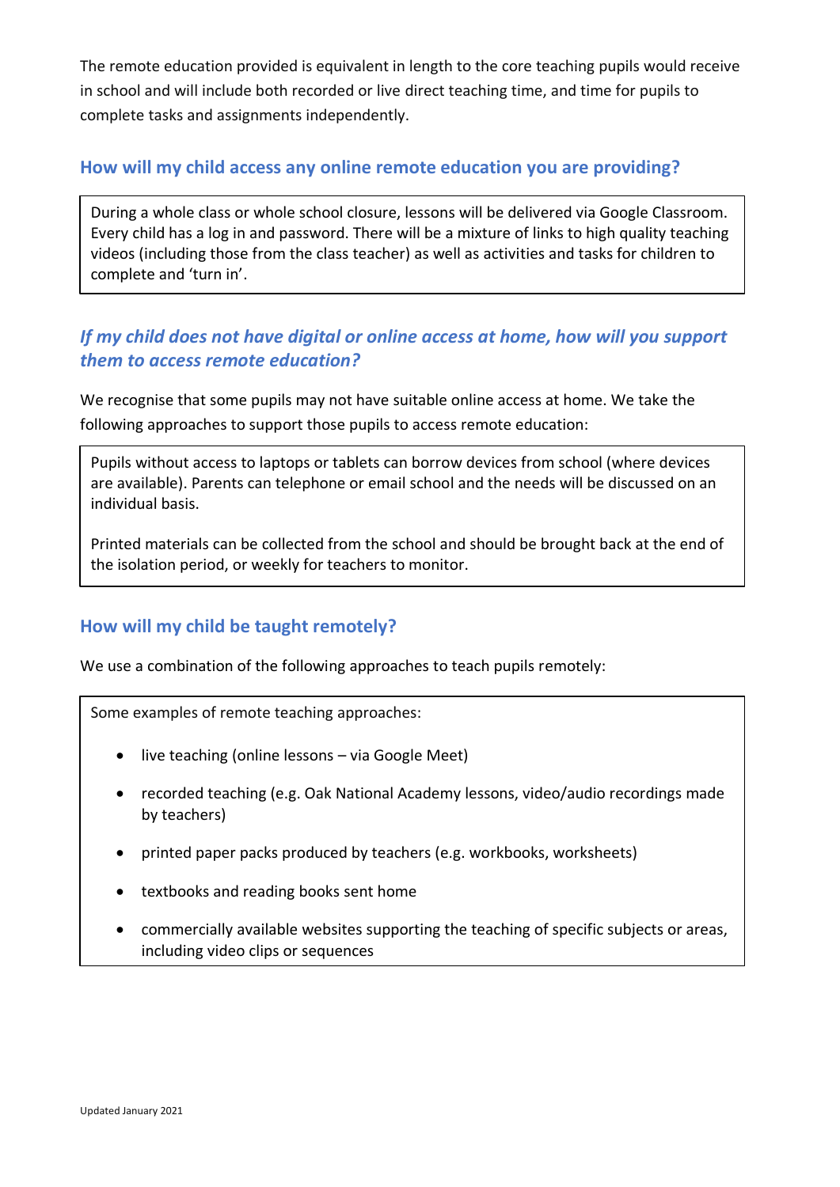The remote education provided is equivalent in length to the core teaching pupils would receive in school and will include both recorded or live direct teaching time, and time for pupils to complete tasks and assignments independently.

## How will my child access any online remote education you are providing?

During a whole class or whole school closure, lessons will be delivered via Google Classroom. Every child has a log in and password. There will be a mixture of links to high quality teaching videos (including those from the class teacher) as well as activities and tasks for children to complete and 'turn in'.

## *If my child does not have digital or online access at home, how will you support them to access remote education?*

We recognise that some pupils may not have suitable online access at home. We take the following approaches to support those pupils to access remote education:

Pupils without access to laptops or tablets can borrow devices from school (where devices are available). Parents can telephone or email school and the needs will be discussed on an individual basis.

Printed materials can be collected from the school and should be brought back at the end of the isolation period, or weekly for teachers to monitor.

## How will my child be taught remotely?

We use a combination of the following approaches to teach pupils remotely:

Some examples of remote teaching approaches:

- live teaching (online lessons – via Google Meet)
- recorded teaching (e.g. Oak National Academy lessons, video/audio recordings made by teachers)
- printed paper packs produced by teachers (e.g. workbooks, worksheets)
- textbooks and reading books sent home
- commercially available websites supporting the teaching of specific subjects or areas, including video clips or sequences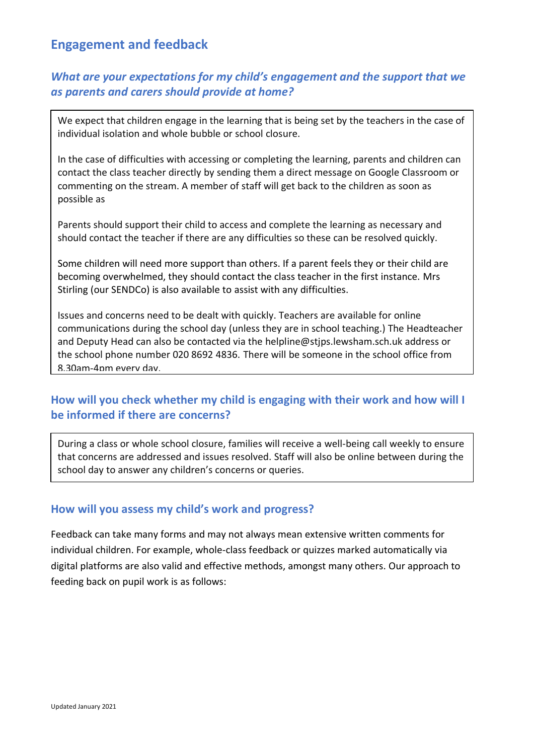## Engagement and feedback

### *What are your expectations for my child's engagement and the support that we as parents and carers should provide at home?*

We expect that children engage in the learning that is being set by the teachers in the case of individual isolation and whole bubble or school closure.

In the case of difficulties with accessing or completing the learning, parents and children can contact the class teacher directly by sending them a direct message on Google Classroom or commenting on the stream. A member of staff will get back to the children as soon as possible as

Parents should support their child to access and complete the learning as necessary and should contact the teacher if there are any difficulties so these can be resolved quickly.

Some children will need more support than others. If a parent feels they or their child are becoming overwhelmed, they should contact the class teacher in the first instance. Mrs Stirling (our SENDCo) is also available to assist with any difficulties.

Issues and concerns need to be dealt with quickly. Teachers are available for online communications during the school day (unless they are in school teaching.) The Headteacher and Deputy Head can also be contacted via the helpline@stjps.lewsham.sch.uk address or the school phone number 020 8692 4836. There will be someone in the school office from 8.30am-4pm every day.

### How will you check whether my child is engaging with their work and how will I be informed if there are concerns?

During a class or whole school closure, families will receive a well-being call weekly to ensure that concerns are addressed and issues resolved. Staff will also be online between during the school day to answer any children's concerns or queries.

### How will you assess my child's work and progress?

Feedback can take many forms and may not always mean extensive written comments for individual children. For example, whole-class feedback or quizzes marked automatically via digital platforms are also valid and effective methods, amongst many others. Our approach to feeding back on pupil work is as follows: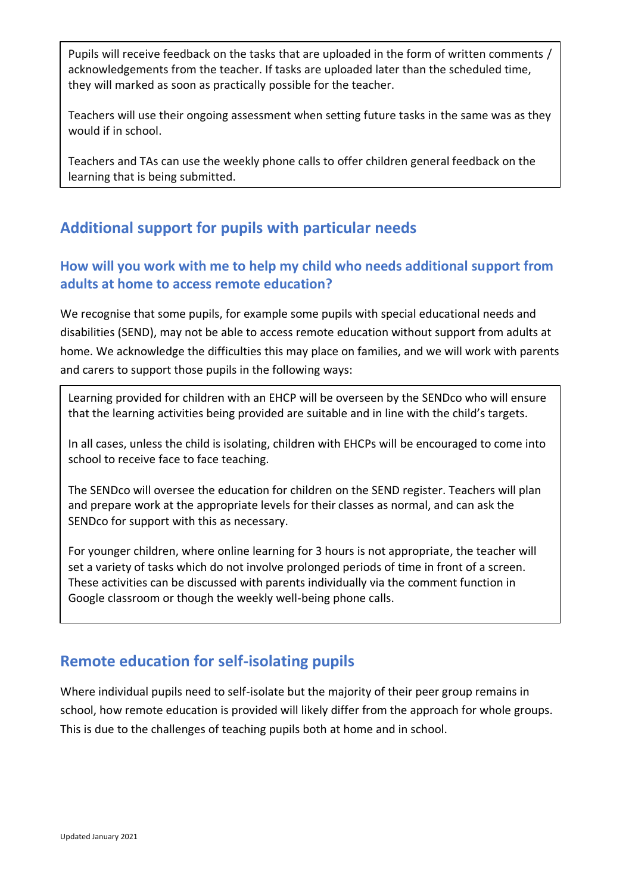Pupils will receive feedback on the tasks that are uploaded in the form of written comments / acknowledgements from the teacher. If tasks are uploaded later than the scheduled time, they will marked as soon as practically possible for the teacher.

Teachers will use their ongoing assessment when setting future tasks in the same was as they would if in school.

Teachers and TAs can use the weekly phone calls to offer children general feedback on the learning that is being submitted.

## Additional support for pupils with particular needs

### How will you work with me to help my child who needs additional support from adults at home to access remote education?

We recognise that some pupils, for example some pupils with special educational needs and disabilities (SEND), may not be able to access remote education without support from adults at home. We acknowledge the difficulties this may place on families, and we will work with parents and carers to support those pupils in the following ways:

Learning provided for children with an EHCP will be overseen by the SENDco who will ensure that the learning activities being provided are suitable and in line with the child's targets.

In all cases, unless the child is isolating, children with EHCPs will be encouraged to come into school to receive face to face teaching.

The SENDco will oversee the education for children on the SEND register. Teachers will plan and prepare work at the appropriate levels for their classes as normal, and can ask the SENDco for support with this as necessary.

For younger children, where online learning for 3 hours is not appropriate, the teacher will set a variety of tasks which do not involve prolonged periods of time in front of a screen. These activities can be discussed with parents individually via the comment function in Google classroom or though the weekly well-being phone calls.

## Remote education for self-isolating pupils

Where individual pupils need to self-isolate but the majority of their peer group remains in school, how remote education is provided will likely differ from the approach for whole groups. This is due to the challenges of teaching pupils both at home and in school.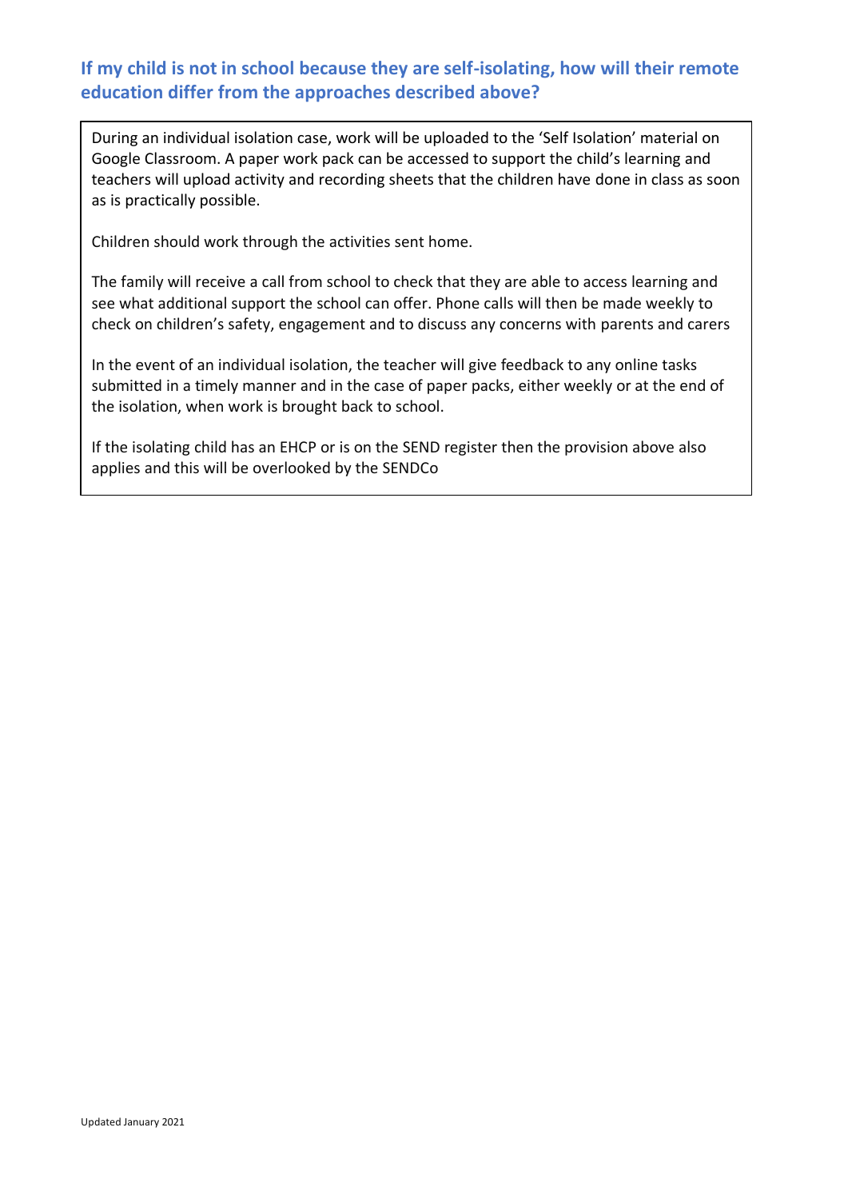### If my child is not in school because they are self-isolating, how will their remote education differ from the approaches described above?

During an individual isolation case, work will be uploaded to the 'Self Isolation' material on Google Classroom. A paper work pack can be accessed to support the child's learning and teachers will upload activity and recording sheets that the children have done in class as soon as is practically possible.

Children should work through the activities sent home.

The family will receive a call from school to check that they are able to access learning and see what additional support the school can offer. Phone calls will then be made weekly to check on children's safety, engagement and to discuss any concerns with parents and carers

In the event of an individual isolation, the teacher will give feedback to any online tasks submitted in a timely manner and in the case of paper packs, either weekly or at the end of the isolation, when work is brought back to school.

If the isolating child has an EHCP or is on the SEND register then the provision above also applies and this will be overlooked by the SENDCo

Updated January 2021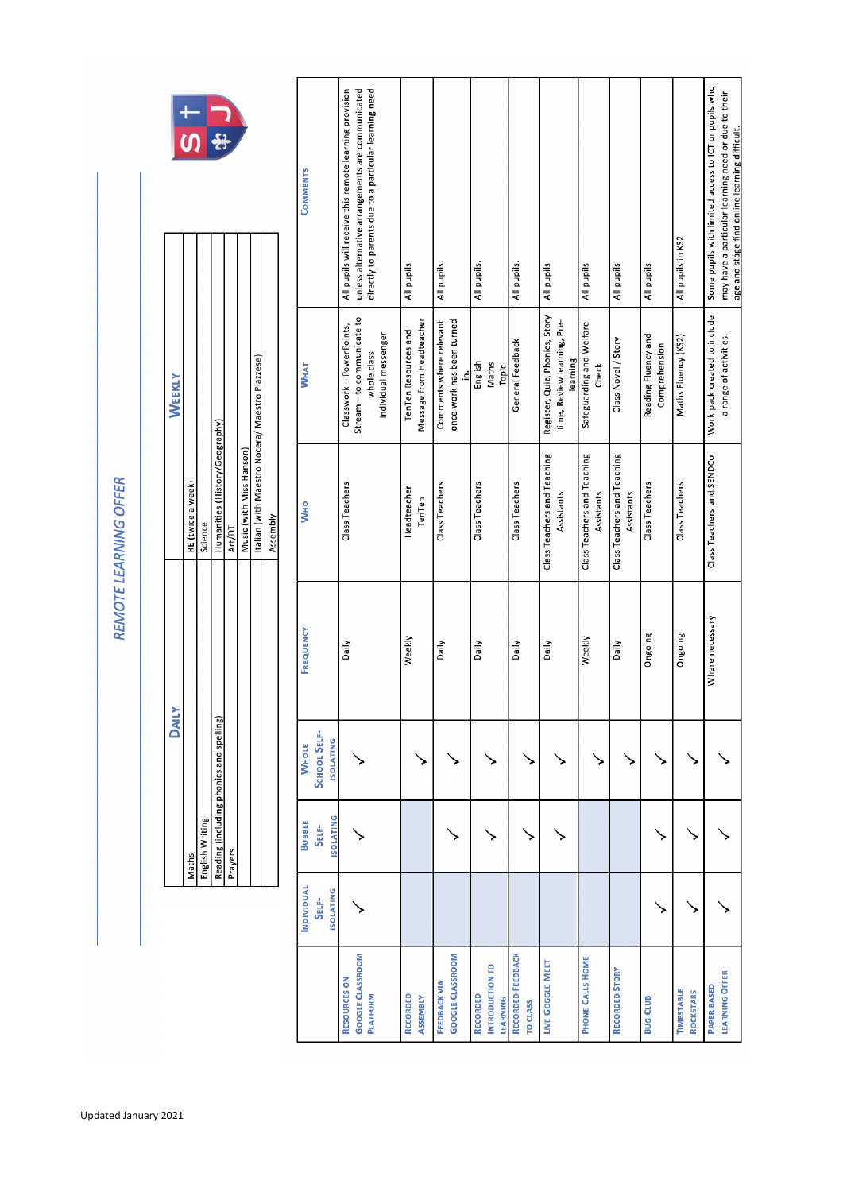# REMOTE LEARNING OFFER

| DAILY | WEEKLY |
| --- | --- |
| Maths | RE (twice a week) |
| English Writing | Science |
| Reading (including phonics and spelling) | Humanities (History/Geography) |
| Prayers | Art/DT |
| | Music (with Miss Hanson) |
| | Italian (with Maestro Nocera/ Maestro Piazzese) |
| | Assembly |

| | INDIVIDUAL SELF-ISOLATING | BUBBLE SELF-ISOLATING | WHOLE SCHOOL SELF-ISOLATING | FREQUENCY | WHO | WHAT | COMMENTS |
| --- | --- | --- | --- | --- | --- | --- | --- |
| RESOURCES ON GOOGLE CLASSROOM PLATFORM | ✓ | ✓ | ✓ | Daily | Class Teachers | Classwork – PowerPoints, Stream – to communicate to whole class Individual messenger | All pupils will receive this remote learning provision unless alternative arrangements are communicated directly to parents due to a particular learning need. |
| RECORDED ASSEMBLY | | | ✓ | Weekly | Headteacher TenTen | TenTen Resources and Message from Headteacher | All pupils |
| FEEDBACK VIA GOOGLE CLASSROOM | | ✓ | ✓ | Daily | Class Teachers | Comments where relevant once work has been turned in. | All pupils. |
| RECORDED INTRODUCTION TO LEARNING | | ✓ | ✓ | Daily | Class Teachers | English Maths Topic | All pupils. |
| RECORDED FEEDBACK TO CLASS | | ✓ | ✓ | Daily | Class Teachers | General Feedback | All pupils. |
| LIVE GOOGLE MEET | | ✓ | ✓ | Daily | Class Teachers and Teaching Assistants | Register, Quiz, Phonics, Story time, Review learning, Pre-learning | All pupils |
| PHONE CALLS HOME | | | ✓ | Weekly | Class Teachers and Teaching Assistants | Safeguarding and Welfare Check | All pupils |
| RECORDED STORY | | | ✓ | Daily | Class Teachers and Teaching Assistants | Class Novel / Story | All pupils |
| BUG CLUB | ✓ | ✓ | ✓ | Ongoing | Class Teachers | Reading Fluency and Comprehension | All pupils |
| TIMESTABLE ROCKSTARS | ✓ | ✓ | ✓ | Ongoing | Class Teachers | Maths Fluency (KS2) | All pupils in KS2 |
| PAPER BASED LEARNING OFFER | ✓ | ✓ | ✓ | Where necessary | Class Teachers and SENDCo | Work pack created to include a range of activities. | Some pupils with limited access to ICT or pupils who may have a particular learning need or due to their age and stage find online learning difficult. |

Updated January 2021